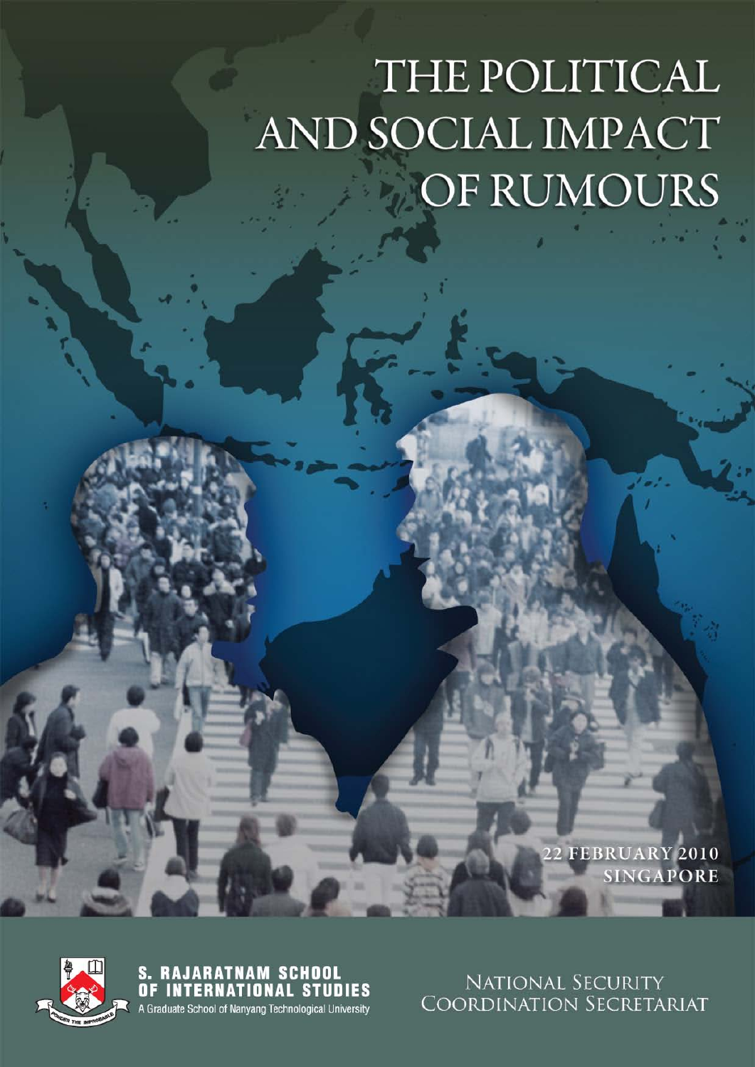# THE POLITICAL AND SOCIAL IMPACT OF RUMOURS

22 FEBRUARY 2010
SINGAPORE

S. RAJARATNAM SCHOOL OF INTERNATIONAL STUDIES
A Graduate School of Nanyang Technological University

NATIONAL SECURITY COORDINATION SECRETARIAT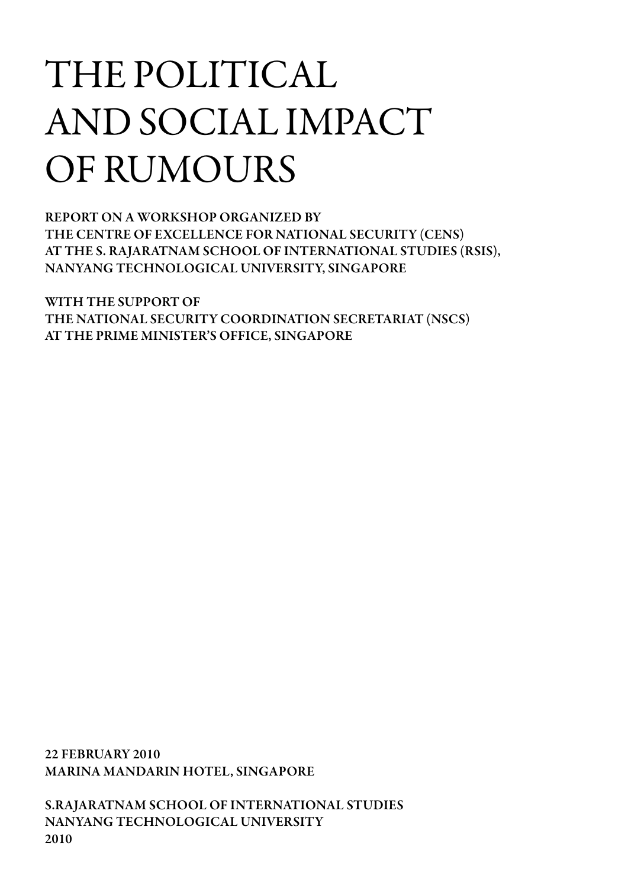# THE POLITICAL AND SOCIAL IMPACT OF RUMOURS

**REPORT ON A WORKSHOP ORGANIZED BY**
**THE CENTRE OF EXCELLENCE FOR NATIONAL SECURITY (CENS)**
**AT THE S. RAJARATNAM SCHOOL OF INTERNATIONAL STUDIES (RSIS),**
**NANYANG TECHNOLOGICAL UNIVERSITY, SINGAPORE**

**WITH THE SUPPORT OF**
**THE NATIONAL SECURITY COORDINATION SECRETARIAT (NSCS)**
**AT THE PRIME MINISTER'S OFFICE, SINGAPORE**

**22 FEBRUARY 2010**
**MARINA MANDARIN HOTEL, SINGAPORE**

**S.RAJARATNAM SCHOOL OF INTERNATIONAL STUDIES**
**NANYANG TECHNOLOGICAL UNIVERSITY**
**2010**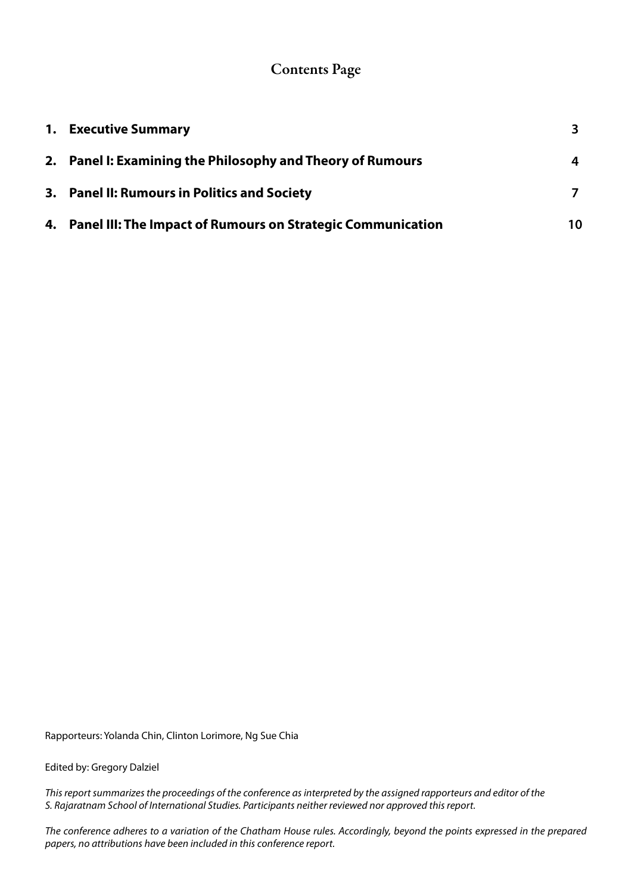# Contents Page

| | | |
|---|---|---|
| **1.** | **Executive Summary** | **3** |
| **2.** | **Panel I: Examining the Philosophy and Theory of Rumours** | **4** |
| **3.** | **Panel II: Rumours in Politics and Society** | **7** |
| **4.** | **Panel III: The Impact of Rumours on Strategic Communication** | **10** |

Rapporteurs: Yolanda Chin, Clinton Lorimore, Ng Sue Chia

Edited by: Gregory Dalziel

*This report summarizes the proceedings of the conference as interpreted by the assigned rapporteurs and editor of the S. Rajaratnam School of International Studies. Participants neither reviewed nor approved this report.*

*The conference adheres to a variation of the Chatham House rules. Accordingly, beyond the points expressed in the prepared papers, no attributions have been included in this conference report.*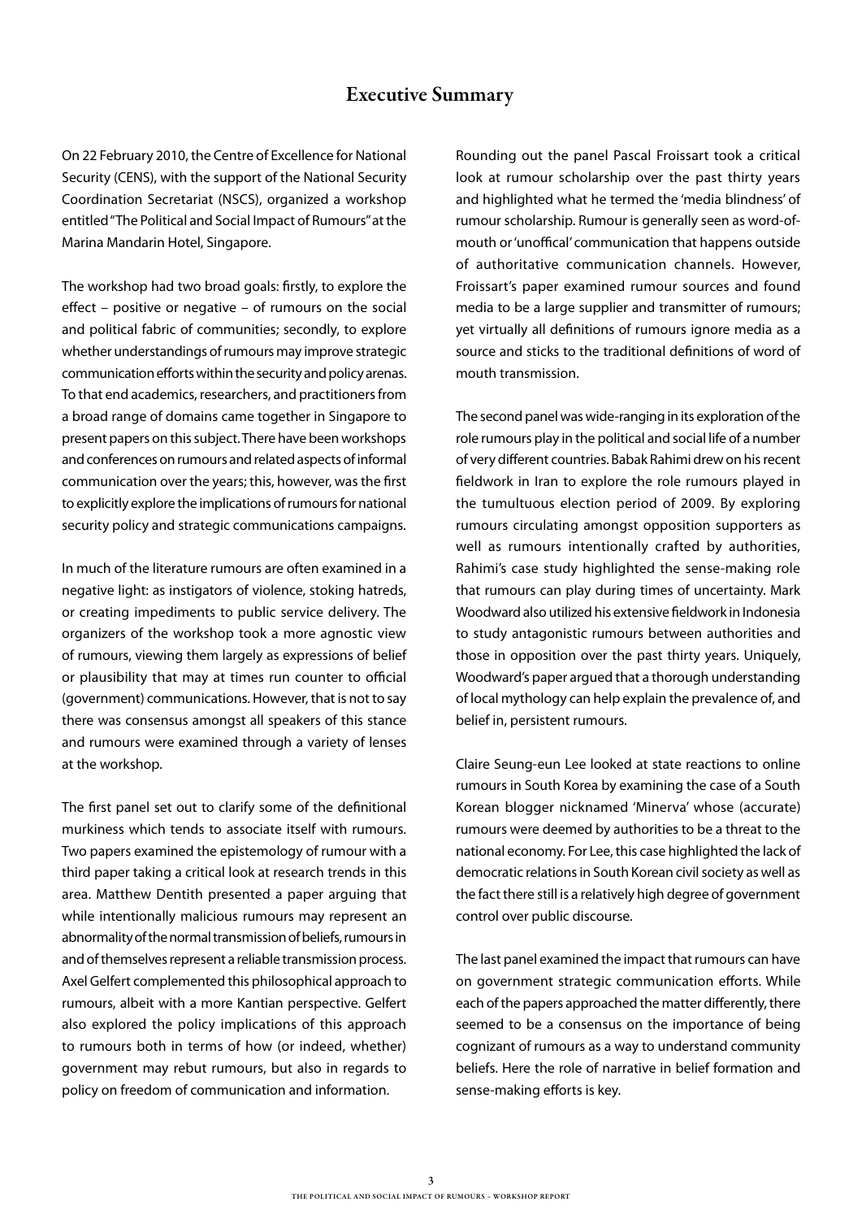## Executive Summary

On 22 February 2010, the Centre of Excellence for National Security (CENS), with the support of the National Security Coordination Secretariat (NSCS), organized a workshop entitled "The Political and Social Impact of Rumours" at the Marina Mandarin Hotel, Singapore.

The workshop had two broad goals: firstly, to explore the effect – positive or negative – of rumours on the social and political fabric of communities; secondly, to explore whether understandings of rumours may improve strategic communication efforts within the security and policy arenas. To that end academics, researchers, and practitioners from a broad range of domains came together in Singapore to present papers on this subject. There have been workshops and conferences on rumours and related aspects of informal communication over the years; this, however, was the first to explicitly explore the implications of rumours for national security policy and strategic communications campaigns.

In much of the literature rumours are often examined in a negative light: as instigators of violence, stoking hatreds, or creating impediments to public service delivery. The organizers of the workshop took a more agnostic view of rumours, viewing them largely as expressions of belief or plausibility that may at times run counter to official (government) communications. However, that is not to say there was consensus amongst all speakers of this stance and rumours were examined through a variety of lenses at the workshop.

The first panel set out to clarify some of the definitional murkiness which tends to associate itself with rumours. Two papers examined the epistemology of rumour with a third paper taking a critical look at research trends in this area. Matthew Dentith presented a paper arguing that while intentionally malicious rumours may represent an abnormality of the normal transmission of beliefs, rumours in and of themselves represent a reliable transmission process. Axel Gelfert complemented this philosophical approach to rumours, albeit with a more Kantian perspective. Gelfert also explored the policy implications of this approach to rumours both in terms of how (or indeed, whether) government may rebut rumours, but also in regards to policy on freedom of communication and information.

Rounding out the panel Pascal Froissart took a critical look at rumour scholarship over the past thirty years and highlighted what he termed the 'media blindness' of rumour scholarship. Rumour is generally seen as word-of-mouth or 'unoffical' communication that happens outside of authoritative communication channels. However, Froissart's paper examined rumour sources and found media to be a large supplier and transmitter of rumours; yet virtually all definitions of rumours ignore media as a source and sticks to the traditional definitions of word of mouth transmission.

The second panel was wide-ranging in its exploration of the role rumours play in the political and social life of a number of very different countries. Babak Rahimi drew on his recent fieldwork in Iran to explore the role rumours played in the tumultuous election period of 2009. By exploring rumours circulating amongst opposition supporters as well as rumours intentionally crafted by authorities, Rahimi's case study highlighted the sense-making role that rumours can play during times of uncertainty. Mark Woodward also utilized his extensive fieldwork in Indonesia to study antagonistic rumours between authorities and those in opposition over the past thirty years. Uniquely, Woodward's paper argued that a thorough understanding of local mythology can help explain the prevalence of, and belief in, persistent rumours.

Claire Seung-eun Lee looked at state reactions to online rumours in South Korea by examining the case of a South Korean blogger nicknamed 'Minerva' whose (accurate) rumours were deemed by authorities to be a threat to the national economy. For Lee, this case highlighted the lack of democratic relations in South Korean civil society as well as the fact there still is a relatively high degree of government control over public discourse.

The last panel examined the impact that rumours can have on government strategic communication efforts. While each of the papers approached the matter differently, there seemed to be a consensus on the importance of being cognizant of rumours as a way to understand community beliefs. Here the role of narrative in belief formation and sense-making efforts is key.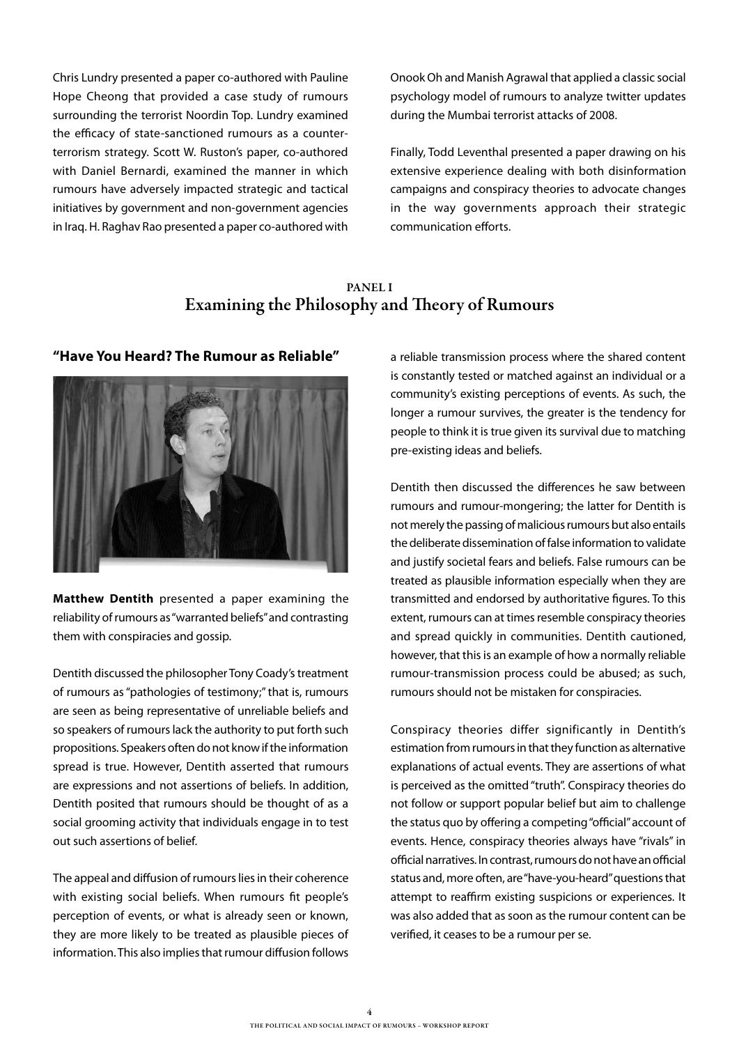Chris Lundry presented a paper co-authored with Pauline Hope Cheong that provided a case study of rumours surrounding the terrorist Noordin Top. Lundry examined the efficacy of state-sanctioned rumours as a counter-terrorism strategy. Scott W. Ruston's paper, co-authored with Daniel Bernardi, examined the manner in which rumours have adversely impacted strategic and tactical initiatives by government and non-government agencies in Iraq. H. Raghav Rao presented a paper co-authored with Onook Oh and Manish Agrawal that applied a classic social psychology model of rumours to analyze twitter updates during the Mumbai terrorist attacks of 2008.

Finally, Todd Leventhal presented a paper drawing on his extensive experience dealing with both disinformation campaigns and conspiracy theories to advocate changes in the way governments approach their strategic communication efforts.

## PANEL I
## Examining the Philosophy and Theory of Rumours

### "Have You Heard? The Rumour as Reliable"

**Matthew Dentith** presented a paper examining the reliability of rumours as "warranted beliefs" and contrasting them with conspiracies and gossip.

Dentith discussed the philosopher Tony Coady's treatment of rumours as "pathologies of testimony;" that is, rumours are seen as being representative of unreliable beliefs and so speakers of rumours lack the authority to put forth such propositions. Speakers often do not know if the information spread is true. However, Dentith asserted that rumours are expressions and not assertions of beliefs. In addition, Dentith posited that rumours should be thought of as a social grooming activity that individuals engage in to test out such assertions of belief.

The appeal and diffusion of rumours lies in their coherence with existing social beliefs. When rumours fit people's perception of events, or what is already seen or known, they are more likely to be treated as plausible pieces of information. This also implies that rumour diffusion follows a reliable transmission process where the shared content is constantly tested or matched against an individual or a community's existing perceptions of events. As such, the longer a rumour survives, the greater is the tendency for people to think it is true given its survival due to matching pre-existing ideas and beliefs.

Dentith then discussed the differences he saw between rumours and rumour-mongering; the latter for Dentith is not merely the passing of malicious rumours but also entails the deliberate dissemination of false information to validate and justify societal fears and beliefs. False rumours can be treated as plausible information especially when they are transmitted and endorsed by authoritative figures. To this extent, rumours can at times resemble conspiracy theories and spread quickly in communities. Dentith cautioned, however, that this is an example of how a normally reliable rumour-transmission process could be abused; as such, rumours should not be mistaken for conspiracies.

Conspiracy theories differ significantly in Dentith's estimation from rumours in that they function as alternative explanations of actual events. They are assertions of what is perceived as the omitted "truth". Conspiracy theories do not follow or support popular belief but aim to challenge the status quo by offering a competing "official" account of events. Hence, conspiracy theories always have "rivals" in official narratives. In contrast, rumours do not have an official status and, more often, are "have-you-heard" questions that attempt to reaffirm existing suspicions or experiences. It was also added that as soon as the rumour content can be verified, it ceases to be a rumour per se.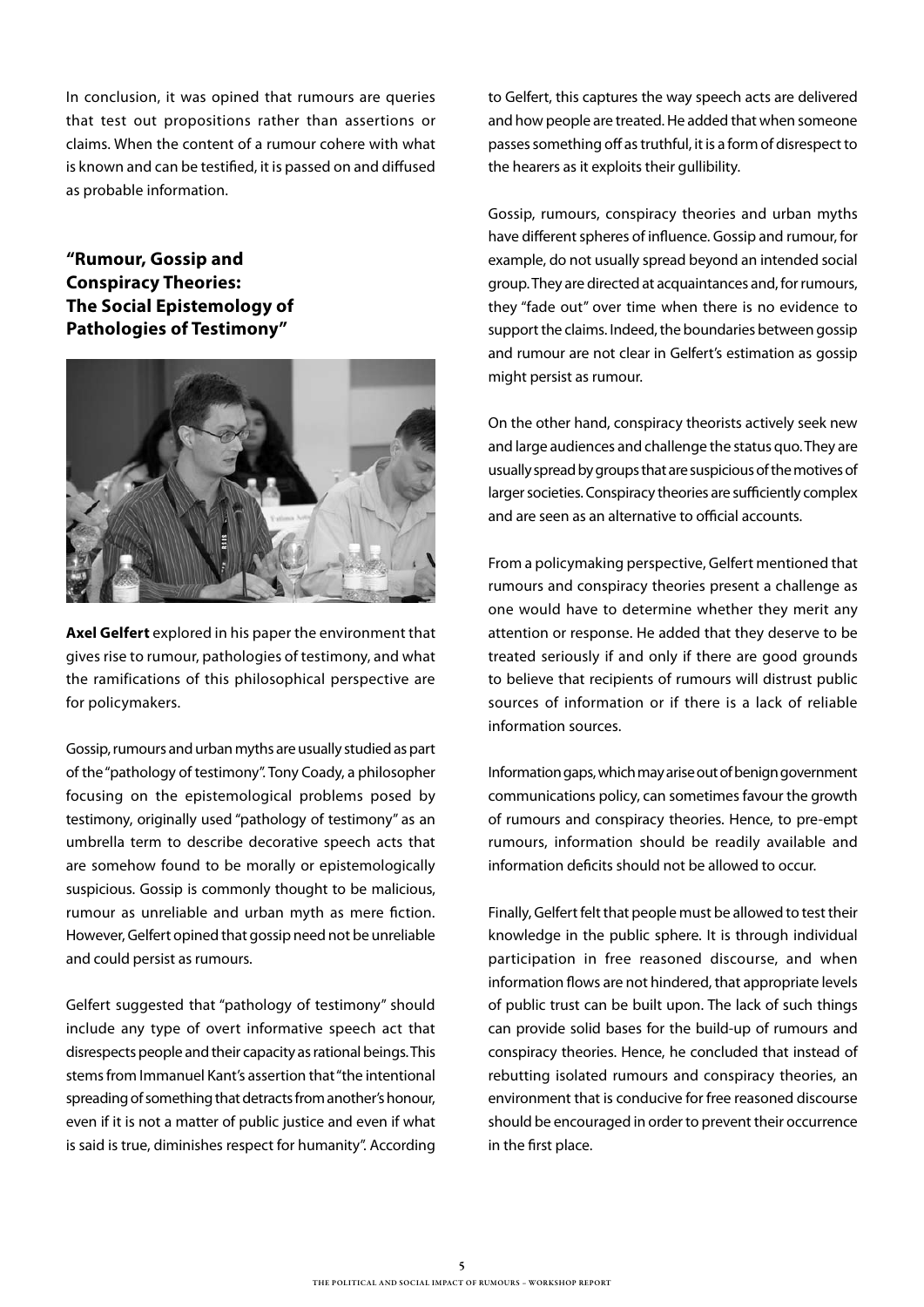In conclusion, it was opined that rumours are queries that test out propositions rather than assertions or claims. When the content of a rumour cohere with what is known and can be testified, it is passed on and diffused as probable information.

## "Rumour, Gossip and Conspiracy Theories: The Social Epistemology of Pathologies of Testimony"

**Axel Gelfert** explored in his paper the environment that gives rise to rumour, pathologies of testimony, and what the ramifications of this philosophical perspective are for policymakers.

Gossip, rumours and urban myths are usually studied as part of the "pathology of testimony". Tony Coady, a philosopher focusing on the epistemological problems posed by testimony, originally used "pathology of testimony" as an umbrella term to describe decorative speech acts that are somehow found to be morally or epistemologically suspicious. Gossip is commonly thought to be malicious, rumour as unreliable and urban myth as mere fiction. However, Gelfert opined that gossip need not be unreliable and could persist as rumours.

Gelfert suggested that "pathology of testimony" should include any type of overt informative speech act that disrespects people and their capacity as rational beings. This stems from Immanuel Kant's assertion that "the intentional spreading of something that detracts from another's honour, even if it is not a matter of public justice and even if what is said is true, diminishes respect for humanity". According to Gelfert, this captures the way speech acts are delivered and how people are treated. He added that when someone passes something off as truthful, it is a form of disrespect to the hearers as it exploits their gullibility.

Gossip, rumours, conspiracy theories and urban myths have different spheres of influence. Gossip and rumour, for example, do not usually spread beyond an intended social group. They are directed at acquaintances and, for rumours, they "fade out" over time when there is no evidence to support the claims. Indeed, the boundaries between gossip and rumour are not clear in Gelfert's estimation as gossip might persist as rumour.

On the other hand, conspiracy theorists actively seek new and large audiences and challenge the status quo. They are usually spread by groups that are suspicious of the motives of larger societies. Conspiracy theories are sufficiently complex and are seen as an alternative to official accounts.

From a policymaking perspective, Gelfert mentioned that rumours and conspiracy theories present a challenge as one would have to determine whether they merit any attention or response. He added that they deserve to be treated seriously if and only if there are good grounds to believe that recipients of rumours will distrust public sources of information or if there is a lack of reliable information sources.

Information gaps, which may arise out of benign government communications policy, can sometimes favour the growth of rumours and conspiracy theories. Hence, to pre-empt rumours, information should be readily available and information deficits should not be allowed to occur.

Finally, Gelfert felt that people must be allowed to test their knowledge in the public sphere. It is through individual participation in free reasoned discourse, and when information flows are not hindered, that appropriate levels of public trust can be built upon. The lack of such things can provide solid bases for the build-up of rumours and conspiracy theories. Hence, he concluded that instead of rebutting isolated rumours and conspiracy theories, an environment that is conducive for free reasoned discourse should be encouraged in order to prevent their occurrence in the first place.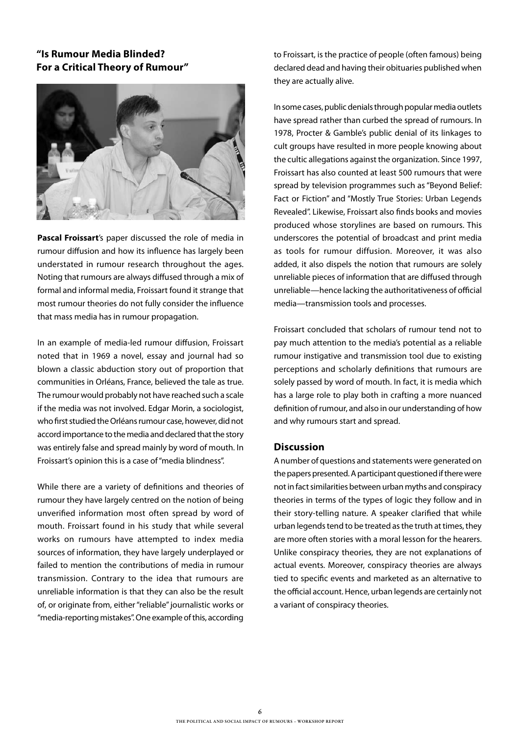## "Is Rumour Media Blinded? For a Critical Theory of Rumour"

**Pascal Froissart**'s paper discussed the role of media in rumour diffusion and how its influence has largely been understated in rumour research throughout the ages. Noting that rumours are always diffused through a mix of formal and informal media, Froissart found it strange that most rumour theories do not fully consider the influence that mass media has in rumour propagation.

In an example of media-led rumour diffusion, Froissart noted that in 1969 a novel, essay and journal had so blown a classic abduction story out of proportion that communities in Orléans, France, believed the tale as true. The rumour would probably not have reached such a scale if the media was not involved. Edgar Morin, a sociologist, who first studied the Orléans rumour case, however, did not accord importance to the media and declared that the story was entirely false and spread mainly by word of mouth. In Froissart's opinion this is a case of "media blindness".

While there are a variety of definitions and theories of rumour they have largely centred on the notion of being unverified information most often spread by word of mouth. Froissart found in his study that while several works on rumours have attempted to index media sources of information, they have largely underplayed or failed to mention the contributions of media in rumour transmission. Contrary to the idea that rumours are unreliable information is that they can also be the result of, or originate from, either "reliable" journalistic works or "media-reporting mistakes". One example of this, according to Froissart, is the practice of people (often famous) being declared dead and having their obituaries published when they are actually alive.

In some cases, public denials through popular media outlets have spread rather than curbed the spread of rumours. In 1978, Procter & Gamble's public denial of its linkages to cult groups have resulted in more people knowing about the cultic allegations against the organization. Since 1997, Froissart has also counted at least 500 rumours that were spread by television programmes such as "Beyond Belief: Fact or Fiction" and "Mostly True Stories: Urban Legends Revealed". Likewise, Froissart also finds books and movies produced whose storylines are based on rumours. This underscores the potential of broadcast and print media as tools for rumour diffusion. Moreover, it was also added, it also dispels the notion that rumours are solely unreliable pieces of information that are diffused through unreliable—hence lacking the authoritativeness of official media—transmission tools and processes.

Froissart concluded that scholars of rumour tend not to pay much attention to the media's potential as a reliable rumour instigative and transmission tool due to existing perceptions and scholarly definitions that rumours are solely passed by word of mouth. In fact, it is media which has a large role to play both in crafting a more nuanced definition of rumour, and also in our understanding of how and why rumours start and spread.

### Discussion

A number of questions and statements were generated on the papers presented. A participant questioned if there were not in fact similarities between urban myths and conspiracy theories in terms of the types of logic they follow and in their story-telling nature. A speaker clarified that while urban legends tend to be treated as the truth at times, they are more often stories with a moral lesson for the hearers. Unlike conspiracy theories, they are not explanations of actual events. Moreover, conspiracy theories are always tied to specific events and marketed as an alternative to the official account. Hence, urban legends are certainly not a variant of conspiracy theories.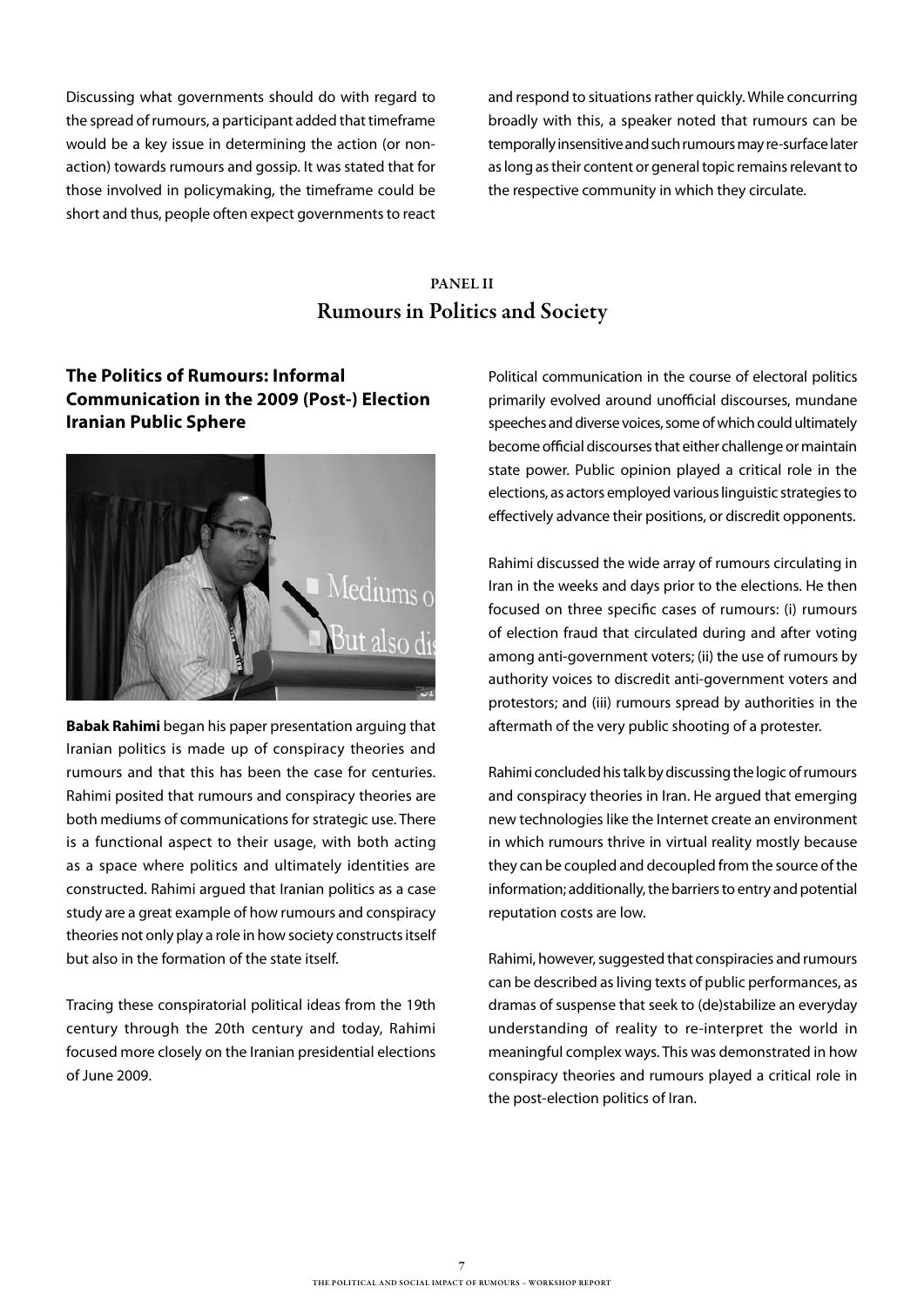Discussing what governments should do with regard to the spread of rumours, a participant added that timeframe would be a key issue in determining the action (or non-action) towards rumours and gossip. It was stated that for those involved in policymaking, the timeframe could be short and thus, people often expect governments to react and respond to situations rather quickly. While concurring broadly with this, a speaker noted that rumours can be temporally insensitive and such rumours may re-surface later as long as their content or general topic remains relevant to the respective community in which they circulate.

## PANEL II
## Rumours in Politics and Society

### The Politics of Rumours: Informal Communication in the 2009 (Post-) Election Iranian Public Sphere

**Babak Rahimi** began his paper presentation arguing that Iranian politics is made up of conspiracy theories and rumours and that this has been the case for centuries. Rahimi posited that rumours and conspiracy theories are both mediums of communications for strategic use. There is a functional aspect to their usage, with both acting as a space where politics and ultimately identities are constructed. Rahimi argued that Iranian politics as a case study are a great example of how rumours and conspiracy theories not only play a role in how society constructs itself but also in the formation of the state itself.

Tracing these conspiratorial political ideas from the 19th century through the 20th century and today, Rahimi focused more closely on the Iranian presidential elections of June 2009.

Political communication in the course of electoral politics primarily evolved around unofficial discourses, mundane speeches and diverse voices, some of which could ultimately become official discourses that either challenge or maintain state power. Public opinion played a critical role in the elections, as actors employed various linguistic strategies to effectively advance their positions, or discredit opponents.

Rahimi discussed the wide array of rumours circulating in Iran in the weeks and days prior to the elections. He then focused on three specific cases of rumours: (i) rumours of election fraud that circulated during and after voting among anti-government voters; (ii) the use of rumours by authority voices to discredit anti-government voters and protestors; and (iii) rumours spread by authorities in the aftermath of the very public shooting of a protester.

Rahimi concluded his talk by discussing the logic of rumours and conspiracy theories in Iran. He argued that emerging new technologies like the Internet create an environment in which rumours thrive in virtual reality mostly because they can be coupled and decoupled from the source of the information; additionally, the barriers to entry and potential reputation costs are low.

Rahimi, however, suggested that conspiracies and rumours can be described as living texts of public performances, as dramas of suspense that seek to (de)stabilize an everyday understanding of reality to re-interpret the world in meaningful complex ways. This was demonstrated in how conspiracy theories and rumours played a critical role in the post-election politics of Iran.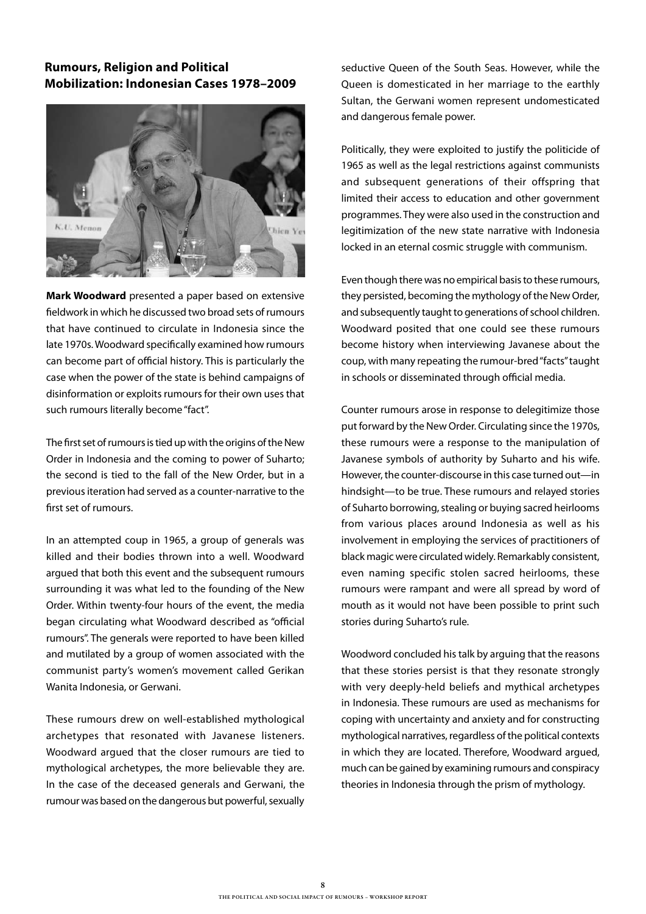## Rumours, Religion and Political Mobilization: Indonesian Cases 1978–2009

**Mark Woodward** presented a paper based on extensive fieldwork in which he discussed two broad sets of rumours that have continued to circulate in Indonesia since the late 1970s. Woodward specifically examined how rumours can become part of official history. This is particularly the case when the power of the state is behind campaigns of disinformation or exploits rumours for their own uses that such rumours literally become "fact".

The first set of rumours is tied up with the origins of the New Order in Indonesia and the coming to power of Suharto; the second is tied to the fall of the New Order, but in a previous iteration had served as a counter-narrative to the first set of rumours.

In an attempted coup in 1965, a group of generals was killed and their bodies thrown into a well. Woodward argued that both this event and the subsequent rumours surrounding it was what led to the founding of the New Order. Within twenty-four hours of the event, the media began circulating what Woodward described as "official rumours". The generals were reported to have been killed and mutilated by a group of women associated with the communist party's women's movement called Gerikan Wanita Indonesia, or Gerwani.

These rumours drew on well-established mythological archetypes that resonated with Javanese listeners. Woodward argued that the closer rumours are tied to mythological archetypes, the more believable they are. In the case of the deceased generals and Gerwani, the rumour was based on the dangerous but powerful, sexually seductive Queen of the South Seas. However, while the Queen is domesticated in her marriage to the earthly Sultan, the Gerwani women represent undomesticated and dangerous female power.

Politically, they were exploited to justify the politicide of 1965 as well as the legal restrictions against communists and subsequent generations of their offspring that limited their access to education and other government programmes. They were also used in the construction and legitimization of the new state narrative with Indonesia locked in an eternal cosmic struggle with communism.

Even though there was no empirical basis to these rumours, they persisted, becoming the mythology of the New Order, and subsequently taught to generations of school children. Woodward posited that one could see these rumours become history when interviewing Javanese about the coup, with many repeating the rumour-bred "facts" taught in schools or disseminated through official media.

Counter rumours arose in response to delegitimize those put forward by the New Order. Circulating since the 1970s, these rumours were a response to the manipulation of Javanese symbols of authority by Suharto and his wife. However, the counter-discourse in this case turned out—in hindsight—to be true. These rumours and relayed stories of Suharto borrowing, stealing or buying sacred heirlooms from various places around Indonesia as well as his involvement in employing the services of practitioners of black magic were circulated widely. Remarkably consistent, even naming specific stolen sacred heirlooms, these rumours were rampant and were all spread by word of mouth as it would not have been possible to print such stories during Suharto's rule.

Woodword concluded his talk by arguing that the reasons that these stories persist is that they resonate strongly with very deeply-held beliefs and mythical archetypes in Indonesia. These rumours are used as mechanisms for coping with uncertainty and anxiety and for constructing mythological narratives, regardless of the political contexts in which they are located. Therefore, Woodward argued, much can be gained by examining rumours and conspiracy theories in Indonesia through the prism of mythology.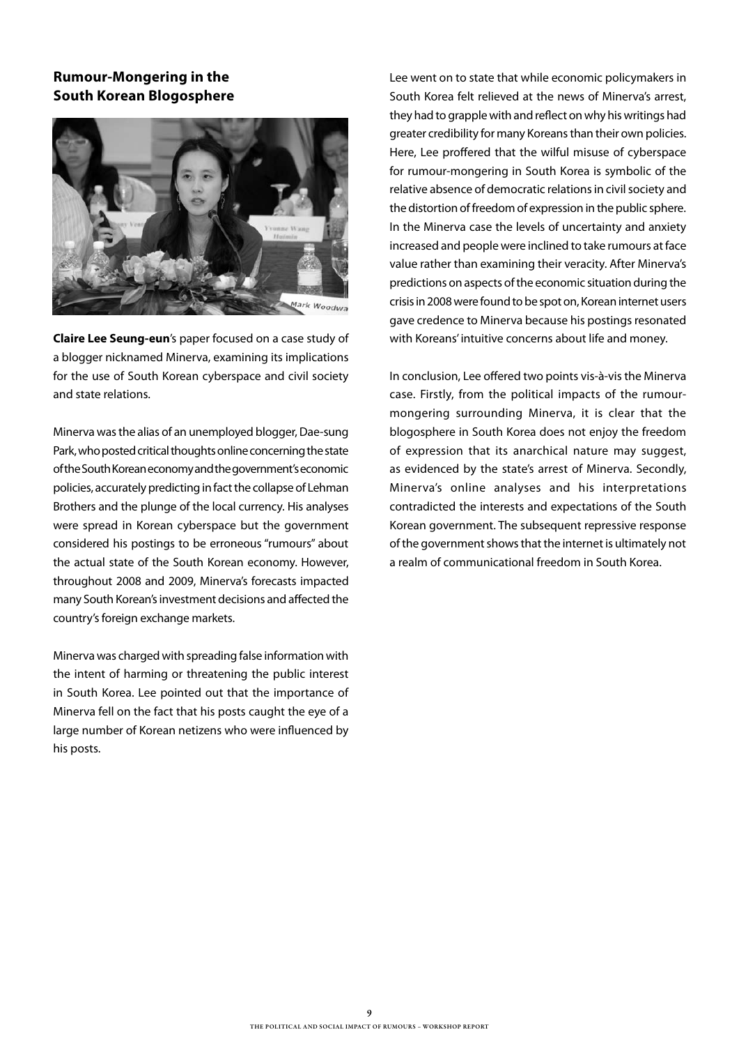## Rumour-Mongering in the South Korean Blogosphere

**Claire Lee Seung-eun**'s paper focused on a case study of a blogger nicknamed Minerva, examining its implications for the use of South Korean cyberspace and civil society and state relations.

Minerva was the alias of an unemployed blogger, Dae-sung Park, who posted critical thoughts online concerning the state of the South Korean economy and the government's economic policies, accurately predicting in fact the collapse of Lehman Brothers and the plunge of the local currency. His analyses were spread in Korean cyberspace but the government considered his postings to be erroneous "rumours" about the actual state of the South Korean economy. However, throughout 2008 and 2009, Minerva's forecasts impacted many South Korean's investment decisions and affected the country's foreign exchange markets.

Minerva was charged with spreading false information with the intent of harming or threatening the public interest in South Korea. Lee pointed out that the importance of Minerva fell on the fact that his posts caught the eye of a large number of Korean netizens who were influenced by his posts.

Lee went on to state that while economic policymakers in South Korea felt relieved at the news of Minerva's arrest, they had to grapple with and reflect on why his writings had greater credibility for many Koreans than their own policies. Here, Lee proffered that the wilful misuse of cyberspace for rumour-mongering in South Korea is symbolic of the relative absence of democratic relations in civil society and the distortion of freedom of expression in the public sphere. In the Minerva case the levels of uncertainty and anxiety increased and people were inclined to take rumours at face value rather than examining their veracity. After Minerva's predictions on aspects of the economic situation during the crisis in 2008 were found to be spot on, Korean internet users gave credence to Minerva because his postings resonated with Koreans' intuitive concerns about life and money.

In conclusion, Lee offered two points vis-à-vis the Minerva case. Firstly, from the political impacts of the rumour-mongering surrounding Minerva, it is clear that the blogosphere in South Korea does not enjoy the freedom of expression that its anarchical nature may suggest, as evidenced by the state's arrest of Minerva. Secondly, Minerva's online analyses and his interpretations contradicted the interests and expectations of the South Korean government. The subsequent repressive response of the government shows that the internet is ultimately not a realm of communicational freedom in South Korea.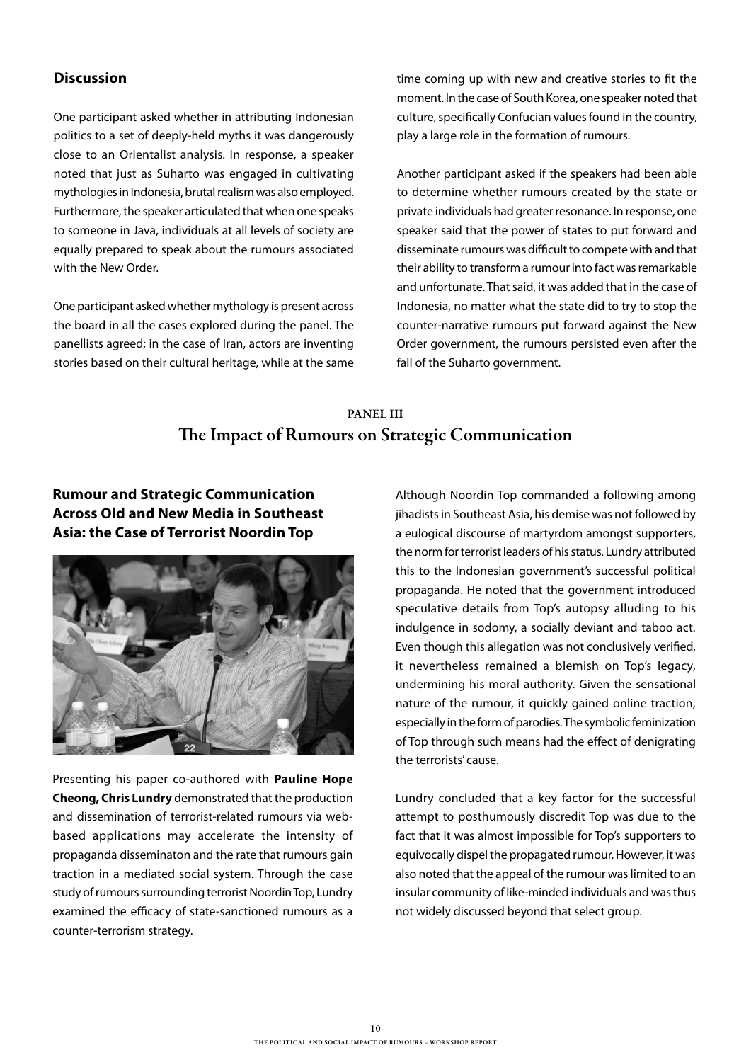## Discussion

One participant asked whether in attributing Indonesian politics to a set of deeply-held myths it was dangerously close to an Orientalist analysis. In response, a speaker noted that just as Suharto was engaged in cultivating mythologies in Indonesia, brutal realism was also employed. Furthermore, the speaker articulated that when one speaks to someone in Java, individuals at all levels of society are equally prepared to speak about the rumours associated with the New Order.

One participant asked whether mythology is present across the board in all the cases explored during the panel. The panellists agreed; in the case of Iran, actors are inventing stories based on their cultural heritage, while at the same time coming up with new and creative stories to fit the moment. In the case of South Korea, one speaker noted that culture, specifically Confucian values found in the country, play a large role in the formation of rumours.

Another participant asked if the speakers had been able to determine whether rumours created by the state or private individuals had greater resonance. In response, one speaker said that the power of states to put forward and disseminate rumours was difficult to compete with and that their ability to transform a rumour into fact was remarkable and unfortunate. That said, it was added that in the case of Indonesia, no matter what the state did to try to stop the counter-narrative rumours put forward against the New Order government, the rumours persisted even after the fall of the Suharto government.

# PANEL III
# The Impact of Rumours on Strategic Communication

## Rumour and Strategic Communication Across Old and New Media in Southeast Asia: the Case of Terrorist Noordin Top

Presenting his paper co-authored with **Pauline Hope Cheong, Chris Lundry** demonstrated that the production and dissemination of terrorist-related rumours via web-based applications may accelerate the intensity of propaganda disseminaton and the rate that rumours gain traction in a mediated social system. Through the case study of rumours surrounding terrorist Noordin Top, Lundry examined the efficacy of state-sanctioned rumours as a counter-terrorism strategy.

Although Noordin Top commanded a following among jihadists in Southeast Asia, his demise was not followed by a eulogical discourse of martyrdom amongst supporters, the norm for terrorist leaders of his status. Lundry attributed this to the Indonesian government's successful political propaganda. He noted that the government introduced speculative details from Top's autopsy alluding to his indulgence in sodomy, a socially deviant and taboo act. Even though this allegation was not conclusively verified, it nevertheless remained a blemish on Top's legacy, undermining his moral authority. Given the sensational nature of the rumour, it quickly gained online traction, especially in the form of parodies. The symbolic feminization of Top through such means had the effect of denigrating the terrorists' cause.

Lundry concluded that a key factor for the successful attempt to posthumously discredit Top was due to the fact that it was almost impossible for Top's supporters to equivocally dispel the propagated rumour. However, it was also noted that the appeal of the rumour was limited to an insular community of like-minded individuals and was thus not widely discussed beyond that select group.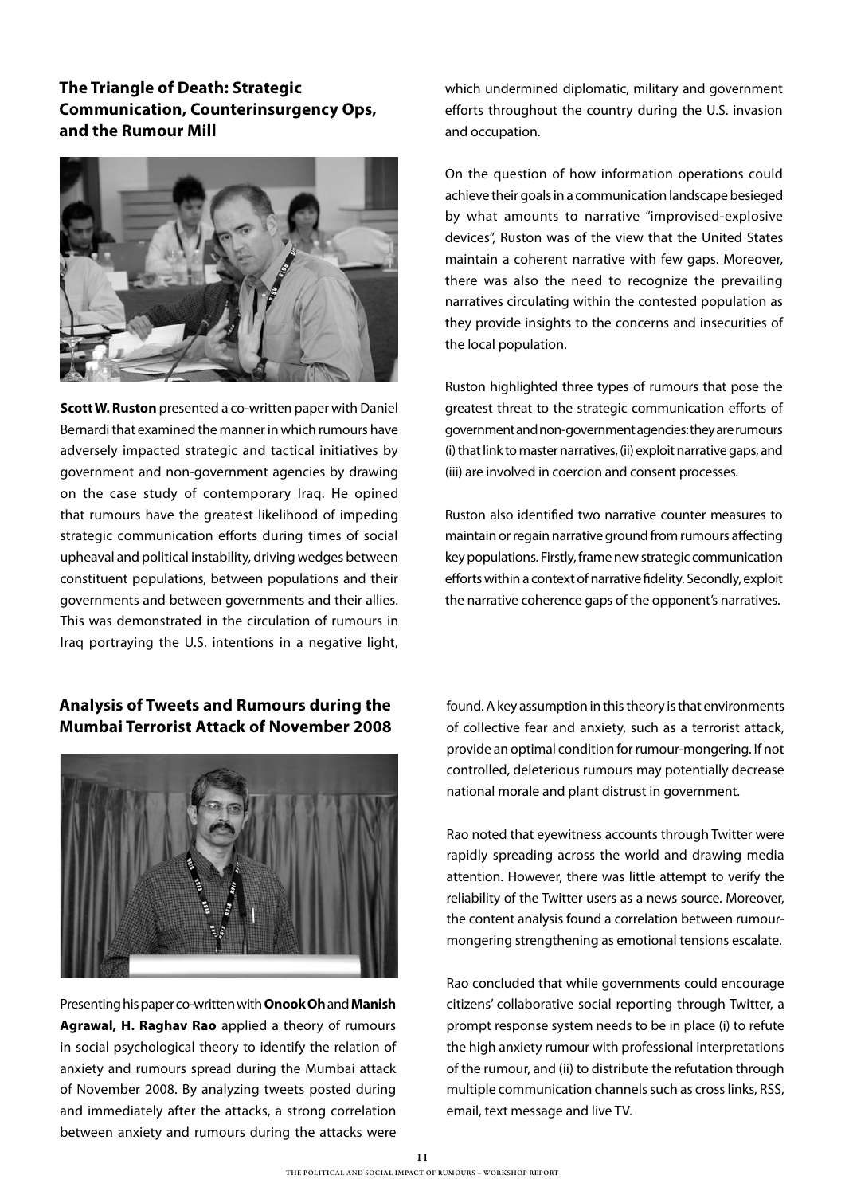### The Triangle of Death: Strategic Communication, Counterinsurgency Ops, and the Rumour Mill

**Scott W. Ruston** presented a co-written paper with Daniel Bernardi that examined the manner in which rumours have adversely impacted strategic and tactical initiatives by government and non-government agencies by drawing on the case study of contemporary Iraq. He opined that rumours have the greatest likelihood of impeding strategic communication efforts during times of social upheaval and political instability, driving wedges between constituent populations, between populations and their governments and between governments and their allies. This was demonstrated in the circulation of rumours in Iraq portraying the U.S. intentions in a negative light, which undermined diplomatic, military and government efforts throughout the country during the U.S. invasion and occupation.

On the question of how information operations could achieve their goals in a communication landscape besieged by what amounts to narrative "improvised-explosive devices", Ruston was of the view that the United States maintain a coherent narrative with few gaps. Moreover, there was also the need to recognize the prevailing narratives circulating within the contested population as they provide insights to the concerns and insecurities of the local population.

Ruston highlighted three types of rumours that pose the greatest threat to the strategic communication efforts of government and non-government agencies: they are rumours (i) that link to master narratives, (ii) exploit narrative gaps, and (iii) are involved in coercion and consent processes.

Ruston also identified two narrative counter measures to maintain or regain narrative ground from rumours affecting key populations. Firstly, frame new strategic communication efforts within a context of narrative fidelity. Secondly, exploit the narrative coherence gaps of the opponent's narratives.

### Analysis of Tweets and Rumours during the Mumbai Terrorist Attack of November 2008

Presenting his paper co-written with **Onook Oh** and **Manish Agrawal, H. Raghav Rao** applied a theory of rumours in social psychological theory to identify the relation of anxiety and rumours spread during the Mumbai attack of November 2008. By analyzing tweets posted during and immediately after the attacks, a strong correlation between anxiety and rumours during the attacks were found. A key assumption in this theory is that environments of collective fear and anxiety, such as a terrorist attack, provide an optimal condition for rumour-mongering. If not controlled, deleterious rumours may potentially decrease national morale and plant distrust in government.

Rao noted that eyewitness accounts through Twitter were rapidly spreading across the world and drawing media attention. However, there was little attempt to verify the reliability of the Twitter users as a news source. Moreover, the content analysis found a correlation between rumour-mongering strengthening as emotional tensions escalate.

Rao concluded that while governments could encourage citizens' collaborative social reporting through Twitter, a prompt response system needs to be in place (i) to refute the high anxiety rumour with professional interpretations of the rumour, and (ii) to distribute the refutation through multiple communication channels such as cross links, RSS, email, text message and live TV.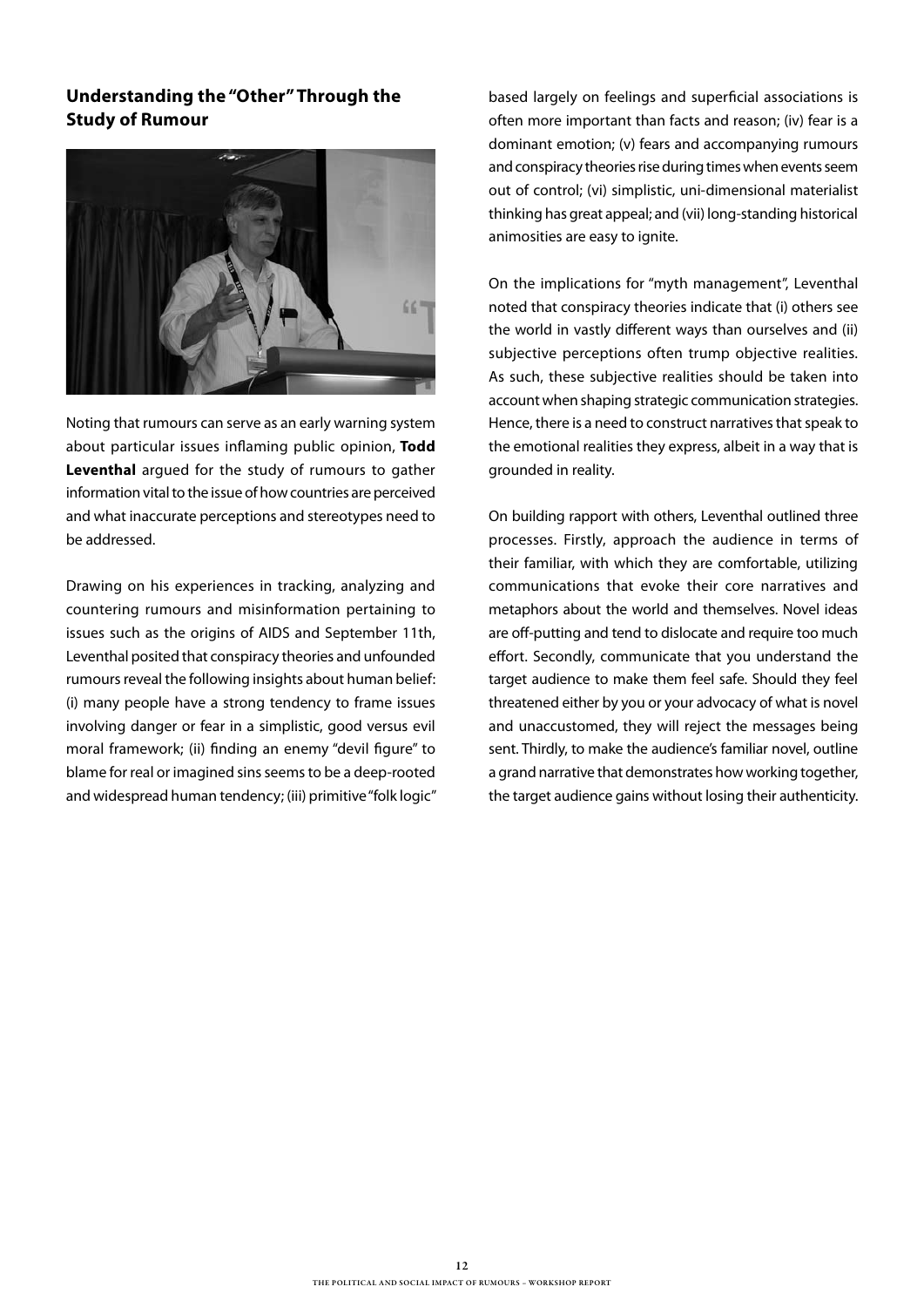## Understanding the "Other" Through the Study of Rumour

Noting that rumours can serve as an early warning system about particular issues inflaming public opinion, **Todd Leventhal** argued for the study of rumours to gather information vital to the issue of how countries are perceived and what inaccurate perceptions and stereotypes need to be addressed.

Drawing on his experiences in tracking, analyzing and countering rumours and misinformation pertaining to issues such as the origins of AIDS and September 11th, Leventhal posited that conspiracy theories and unfounded rumours reveal the following insights about human belief: (i) many people have a strong tendency to frame issues involving danger or fear in a simplistic, good versus evil moral framework; (ii) finding an enemy "devil figure" to blame for real or imagined sins seems to be a deep-rooted and widespread human tendency; (iii) primitive "folk logic" based largely on feelings and superficial associations is often more important than facts and reason; (iv) fear is a dominant emotion; (v) fears and accompanying rumours and conspiracy theories rise during times when events seem out of control; (vi) simplistic, uni-dimensional materialist thinking has great appeal; and (vii) long-standing historical animosities are easy to ignite.

On the implications for "myth management", Leventhal noted that conspiracy theories indicate that (i) others see the world in vastly different ways than ourselves and (ii) subjective perceptions often trump objective realities. As such, these subjective realities should be taken into account when shaping strategic communication strategies. Hence, there is a need to construct narratives that speak to the emotional realities they express, albeit in a way that is grounded in reality.

On building rapport with others, Leventhal outlined three processes. Firstly, approach the audience in terms of their familiar, with which they are comfortable, utilizing communications that evoke their core narratives and metaphors about the world and themselves. Novel ideas are off-putting and tend to dislocate and require too much effort. Secondly, communicate that you understand the target audience to make them feel safe. Should they feel threatened either by you or your advocacy of what is novel and unaccustomed, they will reject the messages being sent. Thirdly, to make the audience's familiar novel, outline a grand narrative that demonstrates how working together, the target audience gains without losing their authenticity.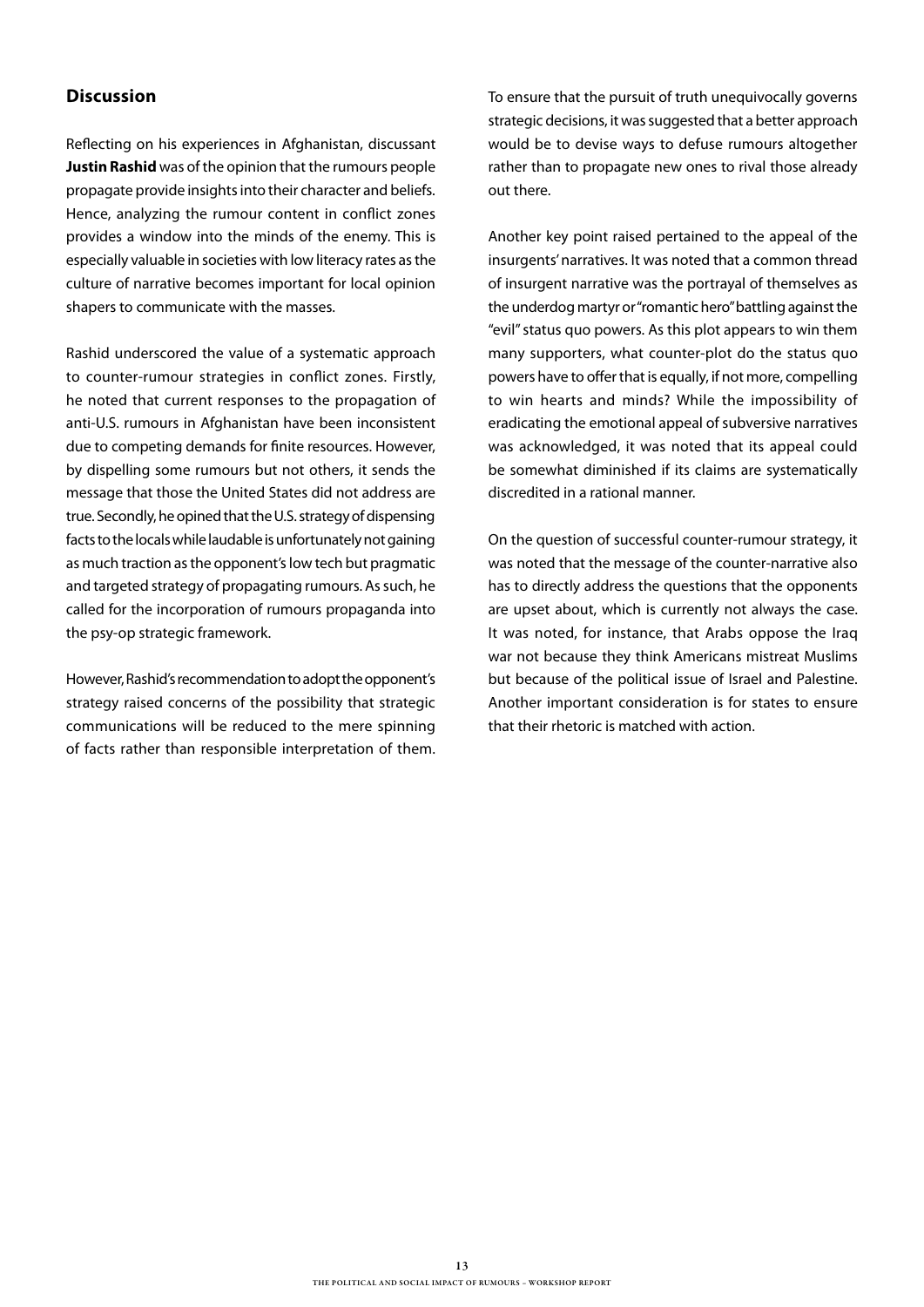## Discussion

Reflecting on his experiences in Afghanistan, discussant **Justin Rashid** was of the opinion that the rumours people propagate provide insights into their character and beliefs. Hence, analyzing the rumour content in conflict zones provides a window into the minds of the enemy. This is especially valuable in societies with low literacy rates as the culture of narrative becomes important for local opinion shapers to communicate with the masses.

Rashid underscored the value of a systematic approach to counter-rumour strategies in conflict zones. Firstly, he noted that current responses to the propagation of anti-U.S. rumours in Afghanistan have been inconsistent due to competing demands for finite resources. However, by dispelling some rumours but not others, it sends the message that those the United States did not address are true. Secondly, he opined that the U.S. strategy of dispensing facts to the locals while laudable is unfortunately not gaining as much traction as the opponent's low tech but pragmatic and targeted strategy of propagating rumours. As such, he called for the incorporation of rumours propaganda into the psy-op strategic framework.

However, Rashid's recommendation to adopt the opponent's strategy raised concerns of the possibility that strategic communications will be reduced to the mere spinning of facts rather than responsible interpretation of them. To ensure that the pursuit of truth unequivocally governs strategic decisions, it was suggested that a better approach would be to devise ways to defuse rumours altogether rather than to propagate new ones to rival those already out there.

Another key point raised pertained to the appeal of the insurgents' narratives. It was noted that a common thread of insurgent narrative was the portrayal of themselves as the underdog martyr or "romantic hero" battling against the "evil" status quo powers. As this plot appears to win them many supporters, what counter-plot do the status quo powers have to offer that is equally, if not more, compelling to win hearts and minds? While the impossibility of eradicating the emotional appeal of subversive narratives was acknowledged, it was noted that its appeal could be somewhat diminished if its claims are systematically discredited in a rational manner.

On the question of successful counter-rumour strategy, it was noted that the message of the counter-narrative also has to directly address the questions that the opponents are upset about, which is currently not always the case. It was noted, for instance, that Arabs oppose the Iraq war not because they think Americans mistreat Muslims but because of the political issue of Israel and Palestine. Another important consideration is for states to ensure that their rhetoric is matched with action.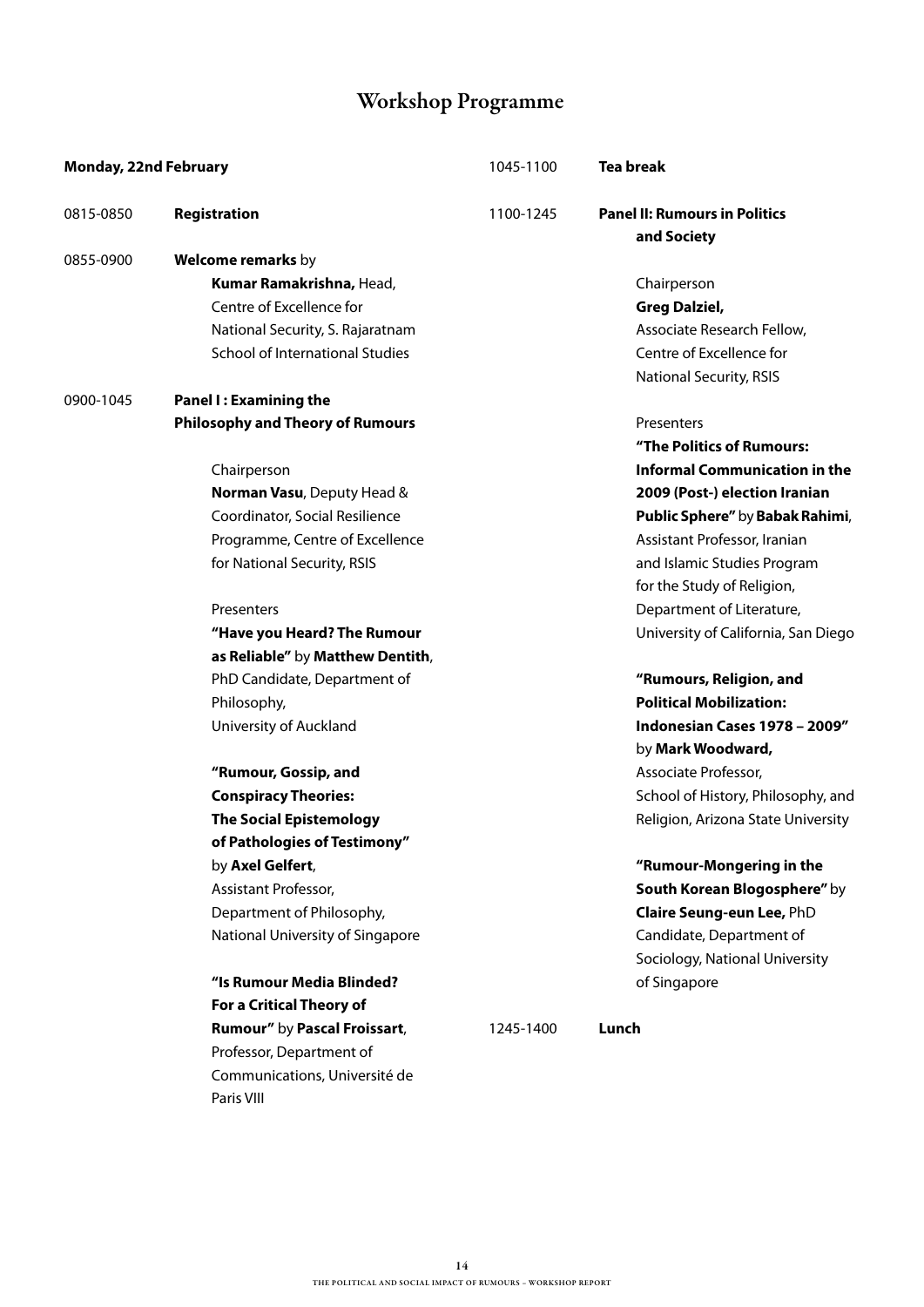# Workshop Programme

**Monday, 22nd February**

0815-0850 **Registration**

0855-0900 **Welcome remarks** by
**Kumar Ramakrishna,** Head, Centre of Excellence for National Security, S. Rajaratnam School of International Studies

0900-1045 **Panel I : Examining the Philosophy and Theory of Rumours**

Chairperson
**Norman Vasu**, Deputy Head & Coordinator, Social Resilience Programme, Centre of Excellence for National Security, RSIS

Presenters
**"Have you Heard? The Rumour as Reliable"** by **Matthew Dentith**, PhD Candidate, Department of Philosophy, University of Auckland

**"Rumour, Gossip, and Conspiracy Theories: The Social Epistemology of Pathologies of Testimony"** by **Axel Gelfert**, Assistant Professor, Department of Philosophy, National University of Singapore

**"Is Rumour Media Blinded? For a Critical Theory of Rumour"** by **Pascal Froissart**, Professor, Department of Communications, Université de Paris VIII

1045-1100 **Tea break**

1100-1245 **Panel II: Rumours in Politics and Society**

Chairperson
**Greg Dalziel,** Associate Research Fellow, Centre of Excellence for National Security, RSIS

Presenters
**"The Politics of Rumours: Informal Communication in the 2009 (Post-) election Iranian Public Sphere"** by **Babak Rahimi**, Assistant Professor, Iranian and Islamic Studies Program for the Study of Religion, Department of Literature, University of California, San Diego

**"Rumours, Religion, and Political Mobilization: Indonesian Cases 1978 – 2009"** by **Mark Woodward,** Associate Professor, School of History, Philosophy, and Religion, Arizona State University

**"Rumour-Mongering in the South Korean Blogosphere"** by **Claire Seung-eun Lee,** PhD Candidate, Department of Sociology, National University of Singapore

1245-1400 **Lunch**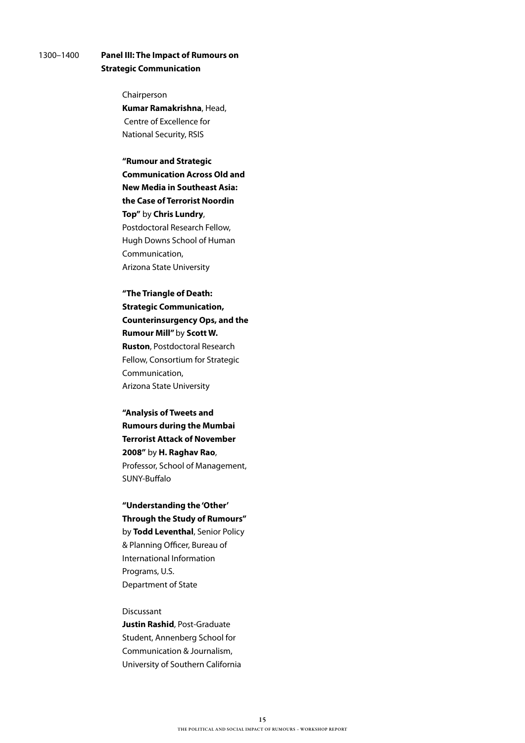1300–1400 **Panel III: The Impact of Rumours on Strategic Communication**

Chairperson
**Kumar Ramakrishna**, Head, Centre of Excellence for National Security, RSIS

**"Rumour and Strategic Communication Across Old and New Media in Southeast Asia: the Case of Terrorist Noordin Top"** by **Chris Lundry**, Postdoctoral Research Fellow, Hugh Downs School of Human Communication, Arizona State University

**"The Triangle of Death: Strategic Communication, Counterinsurgency Ops, and the Rumour Mill"** by **Scott W. Ruston**, Postdoctoral Research Fellow, Consortium for Strategic Communication, Arizona State University

**"Analysis of Tweets and Rumours during the Mumbai Terrorist Attack of November 2008"** by **H. Raghav Rao**, Professor, School of Management, SUNY-Buffalo

**"Understanding the 'Other' Through the Study of Rumours"** by **Todd Leventhal**, Senior Policy & Planning Officer, Bureau of International Information Programs, U.S. Department of State

Discussant
**Justin Rashid**, Post-Graduate Student, Annenberg School for Communication & Journalism, University of Southern California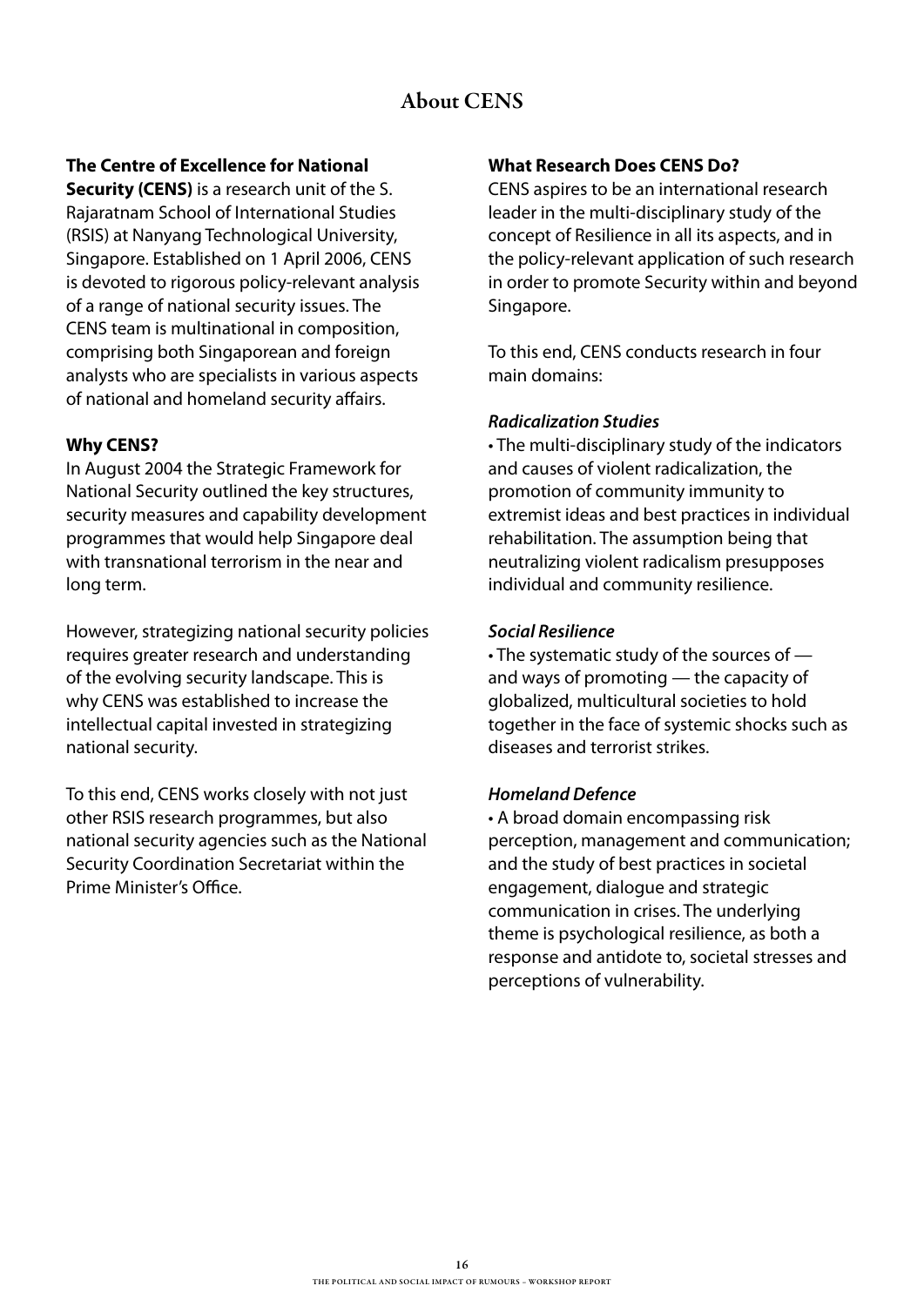# About CENS

**The Centre of Excellence for National Security (CENS)** is a research unit of the S. Rajaratnam School of International Studies (RSIS) at Nanyang Technological University, Singapore. Established on 1 April 2006, CENS is devoted to rigorous policy-relevant analysis of a range of national security issues. The CENS team is multinational in composition, comprising both Singaporean and foreign analysts who are specialists in various aspects of national and homeland security affairs.

**Why CENS?**

In August 2004 the Strategic Framework for National Security outlined the key structures, security measures and capability development programmes that would help Singapore deal with transnational terrorism in the near and long term.

However, strategizing national security policies requires greater research and understanding of the evolving security landscape. This is why CENS was established to increase the intellectual capital invested in strategizing national security.

To this end, CENS works closely with not just other RSIS research programmes, but also national security agencies such as the National Security Coordination Secretariat within the Prime Minister's Office.

**What Research Does CENS Do?**

CENS aspires to be an international research leader in the multi-disciplinary study of the concept of Resilience in all its aspects, and in the policy-relevant application of such research in order to promote Security within and beyond Singapore.

To this end, CENS conducts research in four main domains:

***Radicalization Studies***

- The multi-disciplinary study of the indicators and causes of violent radicalization, the promotion of community immunity to extremist ideas and best practices in individual rehabilitation. The assumption being that neutralizing violent radicalism presupposes individual and community resilience.

***Social Resilience***

- The systematic study of the sources of — and ways of promoting — the capacity of globalized, multicultural societies to hold together in the face of systemic shocks such as diseases and terrorist strikes.

***Homeland Defence***

- A broad domain encompassing risk perception, management and communication; and the study of best practices in societal engagement, dialogue and strategic communication in crises. The underlying theme is psychological resilience, as both a response and antidote to, societal stresses and perceptions of vulnerability.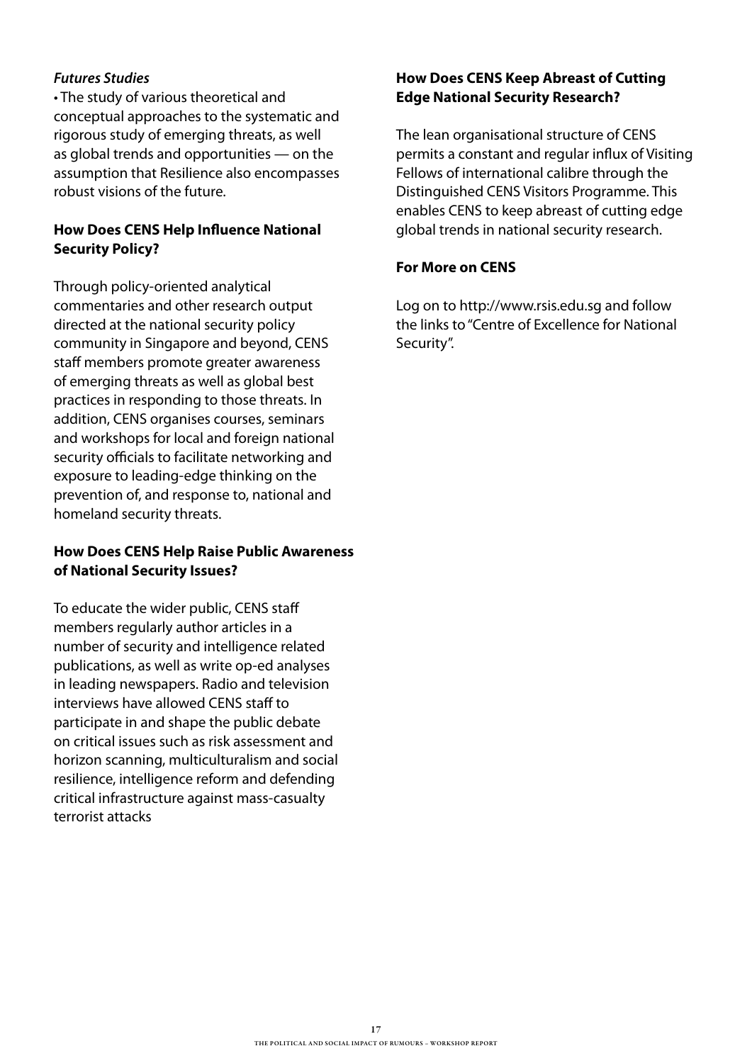*Futures Studies*

• The study of various theoretical and conceptual approaches to the systematic and rigorous study of emerging threats, as well as global trends and opportunities — on the assumption that Resilience also encompasses robust visions of the future.

**How Does CENS Help Influence National Security Policy?**

Through policy-oriented analytical commentaries and other research output directed at the national security policy community in Singapore and beyond, CENS staff members promote greater awareness of emerging threats as well as global best practices in responding to those threats. In addition, CENS organises courses, seminars and workshops for local and foreign national security officials to facilitate networking and exposure to leading-edge thinking on the prevention of, and response to, national and homeland security threats.

**How Does CENS Help Raise Public Awareness of National Security Issues?**

To educate the wider public, CENS staff members regularly author articles in a number of security and intelligence related publications, as well as write op-ed analyses in leading newspapers. Radio and television interviews have allowed CENS staff to participate in and shape the public debate on critical issues such as risk assessment and horizon scanning, multiculturalism and social resilience, intelligence reform and defending critical infrastructure against mass-casualty terrorist attacks

**How Does CENS Keep Abreast of Cutting Edge National Security Research?**

The lean organisational structure of CENS permits a constant and regular influx of Visiting Fellows of international calibre through the Distinguished CENS Visitors Programme. This enables CENS to keep abreast of cutting edge global trends in national security research.

**For More on CENS**

Log on to http://www.rsis.edu.sg and follow the links to "Centre of Excellence for National Security".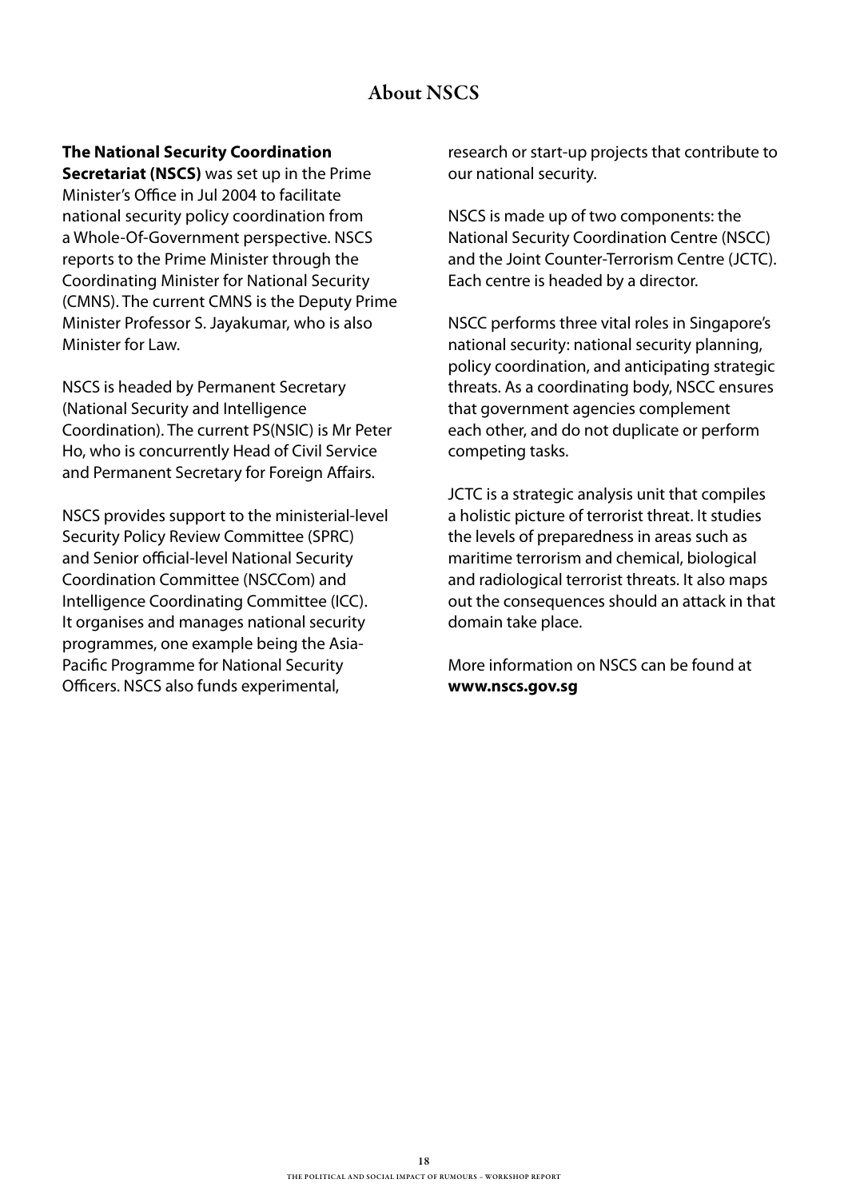# About NSCS

**The National Security Coordination Secretariat (NSCS)** was set up in the Prime Minister's Office in Jul 2004 to facilitate national security policy coordination from a Whole-Of-Government perspective. NSCS reports to the Prime Minister through the Coordinating Minister for National Security (CMNS). The current CMNS is the Deputy Prime Minister Professor S. Jayakumar, who is also Minister for Law.

NSCS is headed by Permanent Secretary (National Security and Intelligence Coordination). The current PS(NSIC) is Mr Peter Ho, who is concurrently Head of Civil Service and Permanent Secretary for Foreign Affairs.

NSCS provides support to the ministerial-level Security Policy Review Committee (SPRC) and Senior official-level National Security Coordination Committee (NSCCom) and Intelligence Coordinating Committee (ICC). It organises and manages national security programmes, one example being the Asia-Pacific Programme for National Security Officers. NSCS also funds experimental, research or start-up projects that contribute to our national security.

NSCS is made up of two components: the National Security Coordination Centre (NSCC) and the Joint Counter-Terrorism Centre (JCTC). Each centre is headed by a director.

NSCC performs three vital roles in Singapore's national security: national security planning, policy coordination, and anticipating strategic threats. As a coordinating body, NSCC ensures that government agencies complement each other, and do not duplicate or perform competing tasks.

JCTC is a strategic analysis unit that compiles a holistic picture of terrorist threat. It studies the levels of preparedness in areas such as maritime terrorism and chemical, biological and radiological terrorist threats. It also maps out the consequences should an attack in that domain take place.

More information on NSCS can be found at **www.nscs.gov.sg**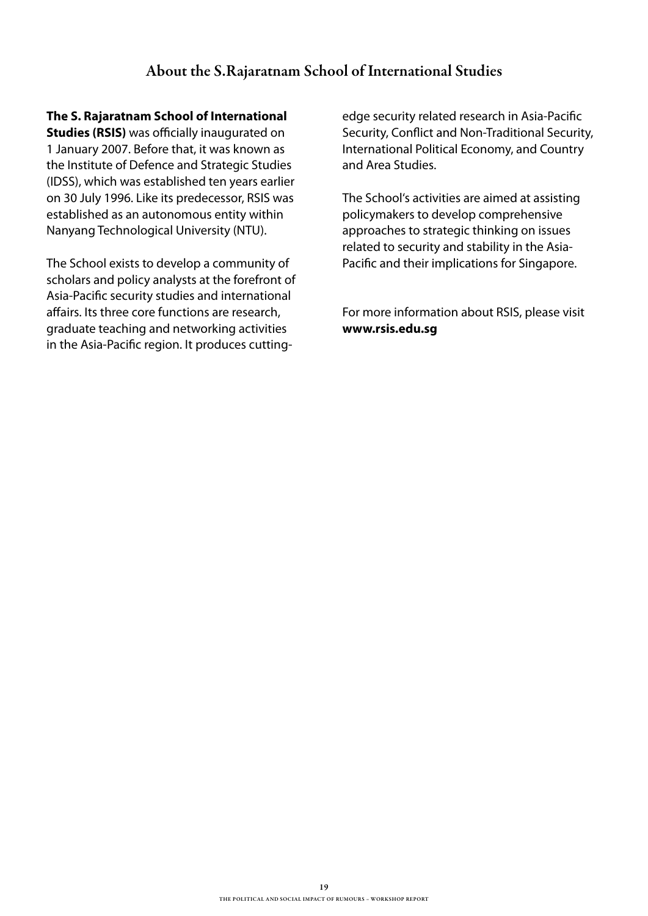## About the S.Rajaratnam School of International Studies

**The S. Rajaratnam School of International Studies (RSIS)** was officially inaugurated on 1 January 2007. Before that, it was known as the Institute of Defence and Strategic Studies (IDSS), which was established ten years earlier on 30 July 1996. Like its predecessor, RSIS was established as an autonomous entity within Nanyang Technological University (NTU).

The School exists to develop a community of scholars and policy analysts at the forefront of Asia-Pacific security studies and international affairs. Its three core functions are research, graduate teaching and networking activities in the Asia-Pacific region. It produces cutting-edge security related research in Asia-Pacific Security, Conflict and Non-Traditional Security, International Political Economy, and Country and Area Studies.

The School's activities are aimed at assisting policymakers to develop comprehensive approaches to strategic thinking on issues related to security and stability in the Asia-Pacific and their implications for Singapore.

For more information about RSIS, please visit **www.rsis.edu.sg**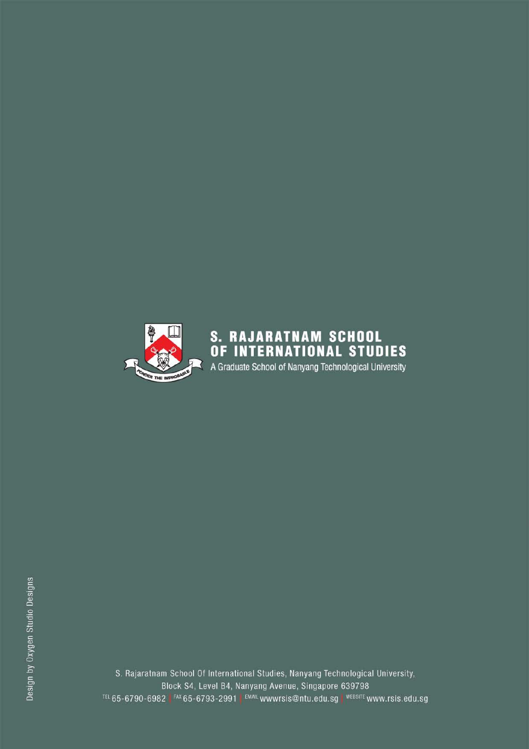S. RAJARATNAM SCHOOL OF INTERNATIONAL STUDIES

A Graduate School of Nanyang Technological University

PONDER THE IMPROBABLE

Design by Oxygen Studio Designs

S. Rajaratnam School Of International Studies, Nanyang Technological University, Block S4, Level B4, Nanyang Avenue, Singapore 639798

TEL 65-6790-6982 | FAX 65-6793-2991 | EMAIL wwwrsis@ntu.edu.sg | WEBSITE www.rsis.edu.sg